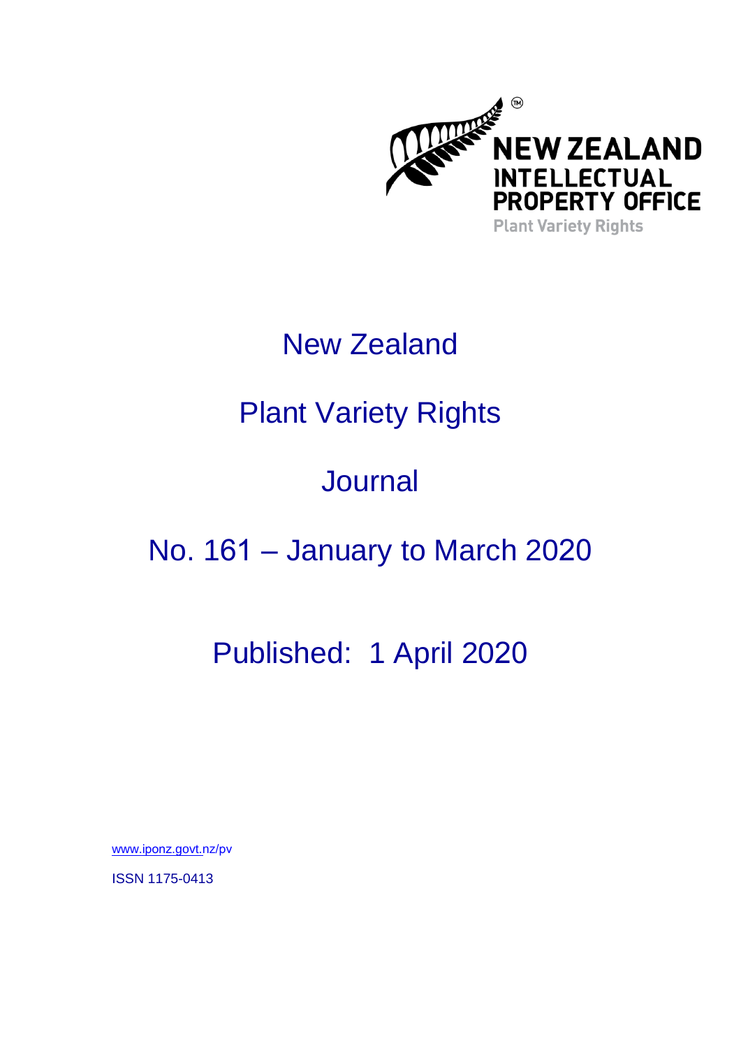NEW ZEALAND INTELLECTUAL PROPERTY OFFICE

Plant Variety Rights

# New Zealand

# Plant Variety Rights

# Journal

# No. 161 – January to March 2020

## Published: 1 April 2020

www.iponz.govt.nz/pv

ISSN 1175-0413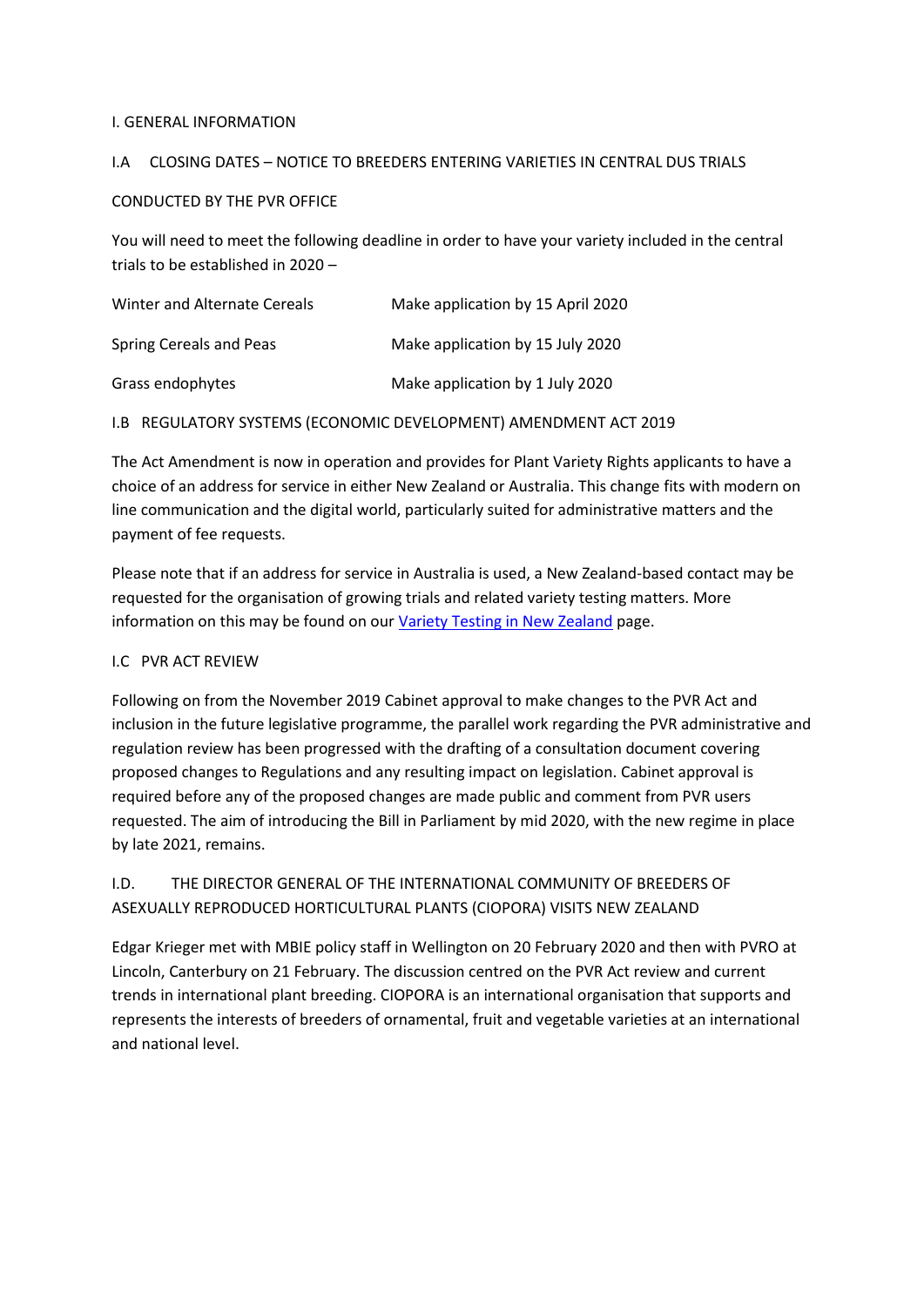## I. GENERAL INFORMATION

### I.A CLOSING DATES – NOTICE TO BREEDERS ENTERING VARIETIES IN CENTRAL DUS TRIALS CONDUCTED BY THE PVR OFFICE

You will need to meet the following deadline in order to have your variety included in the central trials to be established in 2020 –

| | |
|---|---|
| Winter and Alternate Cereals | Make application by 15 April 2020 |
| Spring Cereals and Peas | Make application by 15 July 2020 |
| Grass endophytes | Make application by 1 July 2020 |

### I.B REGULATORY SYSTEMS (ECONOMIC DEVELOPMENT) AMENDMENT ACT 2019

The Act Amendment is now in operation and provides for Plant Variety Rights applicants to have a choice of an address for service in either New Zealand or Australia. This change fits with modern on line communication and the digital world, particularly suited for administrative matters and the payment of fee requests.

Please note that if an address for service in Australia is used, a New Zealand-based contact may be requested for the organisation of growing trials and related variety testing matters. More information on this may be found on our Variety Testing in New Zealand page.

### I.C PVR ACT REVIEW

Following on from the November 2019 Cabinet approval to make changes to the PVR Act and inclusion in the future legislative programme, the parallel work regarding the PVR administrative and regulation review has been progressed with the drafting of a consultation document covering proposed changes to Regulations and any resulting impact on legislation. Cabinet approval is required before any of the proposed changes are made public and comment from PVR users requested. The aim of introducing the Bill in Parliament by mid 2020, with the new regime in place by late 2021, remains.

### I.D. THE DIRECTOR GENERAL OF THE INTERNATIONAL COMMUNITY OF BREEDERS OF ASEXUALLY REPRODUCED HORTICULTURAL PLANTS (CIOPORA) VISITS NEW ZEALAND

Edgar Krieger met with MBIE policy staff in Wellington on 20 February 2020 and then with PVRO at Lincoln, Canterbury on 21 February. The discussion centred on the PVR Act review and current trends in international plant breeding. CIOPORA is an international organisation that supports and represents the interests of breeders of ornamental, fruit and vegetable varieties at an international and national level.